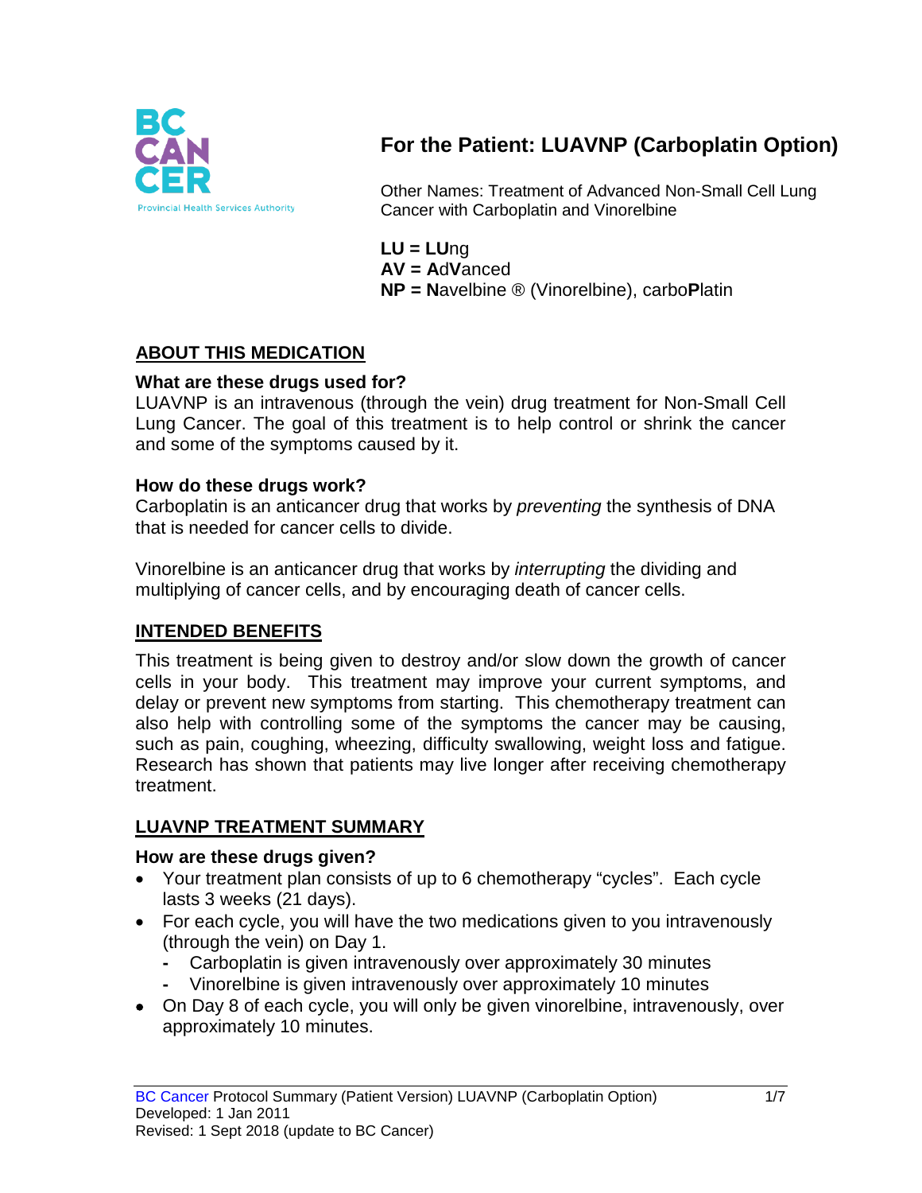# For the Patient: LUAVNP (Carboplatin Option)

Other Names: Treatment of Advanced Non-Small Cell Lung Cancer with Carboplatin and Vinorelbine

**LU = LU**ng
**AV = A**d**V**anced
**NP = N**avelbine ® (Vinorelbine), carbo**P**latin

## ABOUT THIS MEDICATION

### What are these drugs used for?

LUAVNP is an intravenous (through the vein) drug treatment for Non-Small Cell Lung Cancer. The goal of this treatment is to help control or shrink the cancer and some of the symptoms caused by it.

### How do these drugs work?

Carboplatin is an anticancer drug that works by *preventing* the synthesis of DNA that is needed for cancer cells to divide.

Vinorelbine is an anticancer drug that works by *interrupting* the dividing and multiplying of cancer cells, and by encouraging death of cancer cells.

## INTENDED BENEFITS

This treatment is being given to destroy and/or slow down the growth of cancer cells in your body. This treatment may improve your current symptoms, and delay or prevent new symptoms from starting. This chemotherapy treatment can also help with controlling some of the symptoms the cancer may be causing, such as pain, coughing, wheezing, difficulty swallowing, weight loss and fatigue. Research has shown that patients may live longer after receiving chemotherapy treatment.

## LUAVNP TREATMENT SUMMARY

### How are these drugs given?

- Your treatment plan consists of up to 6 chemotherapy "cycles". Each cycle lasts 3 weeks (21 days).
- For each cycle, you will have the two medications given to you intravenously (through the vein) on Day 1.
  - Carboplatin is given intravenously over approximately 30 minutes
  - Vinorelbine is given intravenously over approximately 10 minutes
- On Day 8 of each cycle, you will only be given vinorelbine, intravenously, over approximately 10 minutes.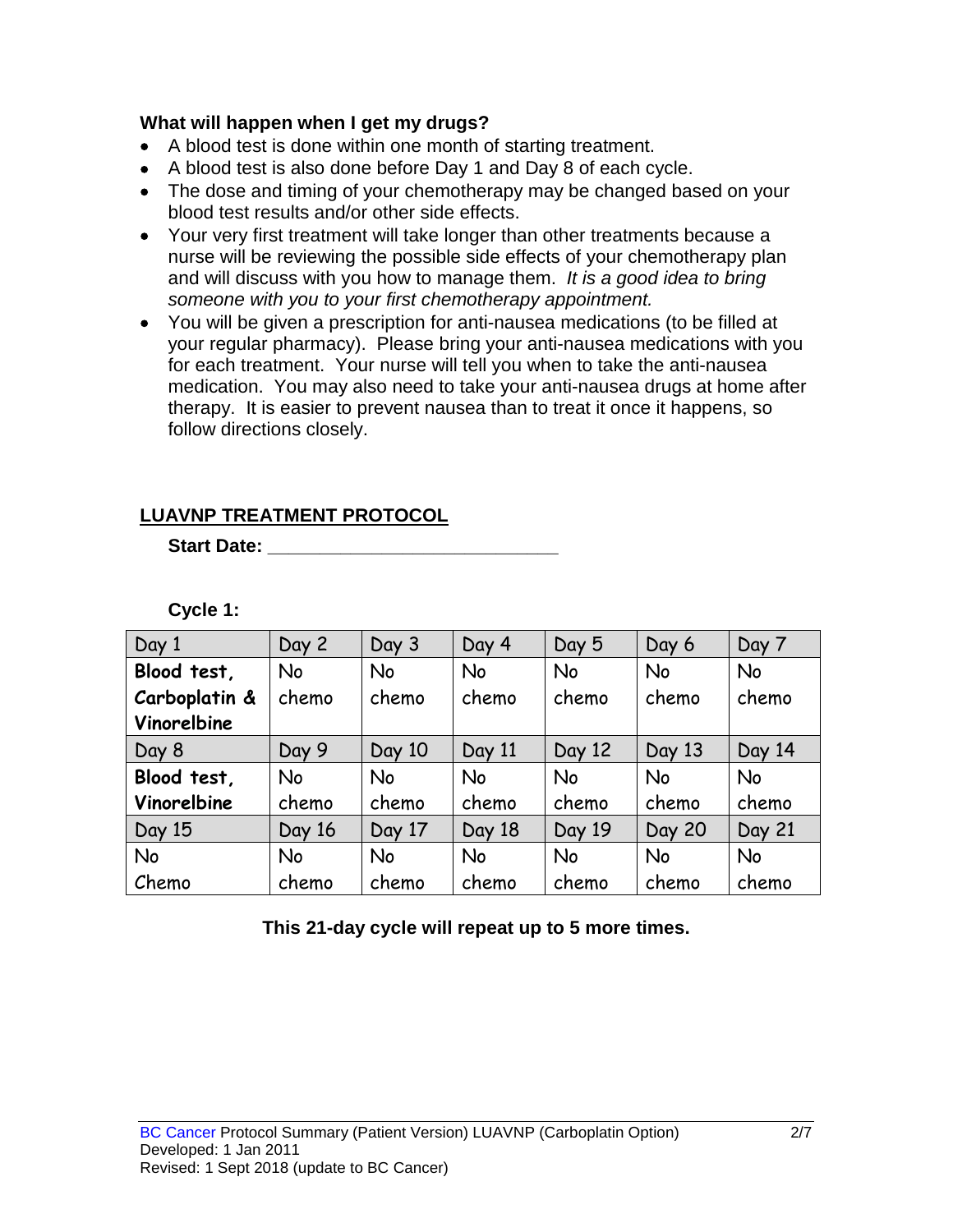**What will happen when I get my drugs?**

- A blood test is done within one month of starting treatment.
- A blood test is also done before Day 1 and Day 8 of each cycle.
- The dose and timing of your chemotherapy may be changed based on your blood test results and/or other side effects.
- Your very first treatment will take longer than other treatments because a nurse will be reviewing the possible side effects of your chemotherapy plan and will discuss with you how to manage them. *It is a good idea to bring someone with you to your first chemotherapy appointment.*
- You will be given a prescription for anti-nausea medications (to be filled at your regular pharmacy). Please bring your anti-nausea medications with you for each treatment. Your nurse will tell you when to take the anti-nausea medication. You may also need to take your anti-nausea drugs at home after therapy. It is easier to prevent nausea than to treat it once it happens, so follow directions closely.

## LUAVNP TREATMENT PROTOCOL

**Start Date: \_\_\_\_\_\_\_\_\_\_\_\_\_\_\_\_\_\_\_\_\_\_\_\_\_\_\_\_**

**Cycle 1:**

| Day 1 | Day 2 | Day 3 | Day 4 | Day 5 | Day 6 | Day 7 |
|---|---|---|---|---|---|---|
| **Blood test, Carboplatin & Vinorelbine** | No chemo | No chemo | No chemo | No chemo | No chemo | No chemo |
| Day 8 | Day 9 | Day 10 | Day 11 | Day 12 | Day 13 | Day 14 |
| **Blood test, Vinorelbine** | No chemo | No chemo | No chemo | No chemo | No chemo | No chemo |
| Day 15 | Day 16 | Day 17 | Day 18 | Day 19 | Day 20 | Day 21 |
| No Chemo | No chemo | No chemo | No chemo | No chemo | No chemo | No chemo |

**This 21-day cycle will repeat up to 5 more times.**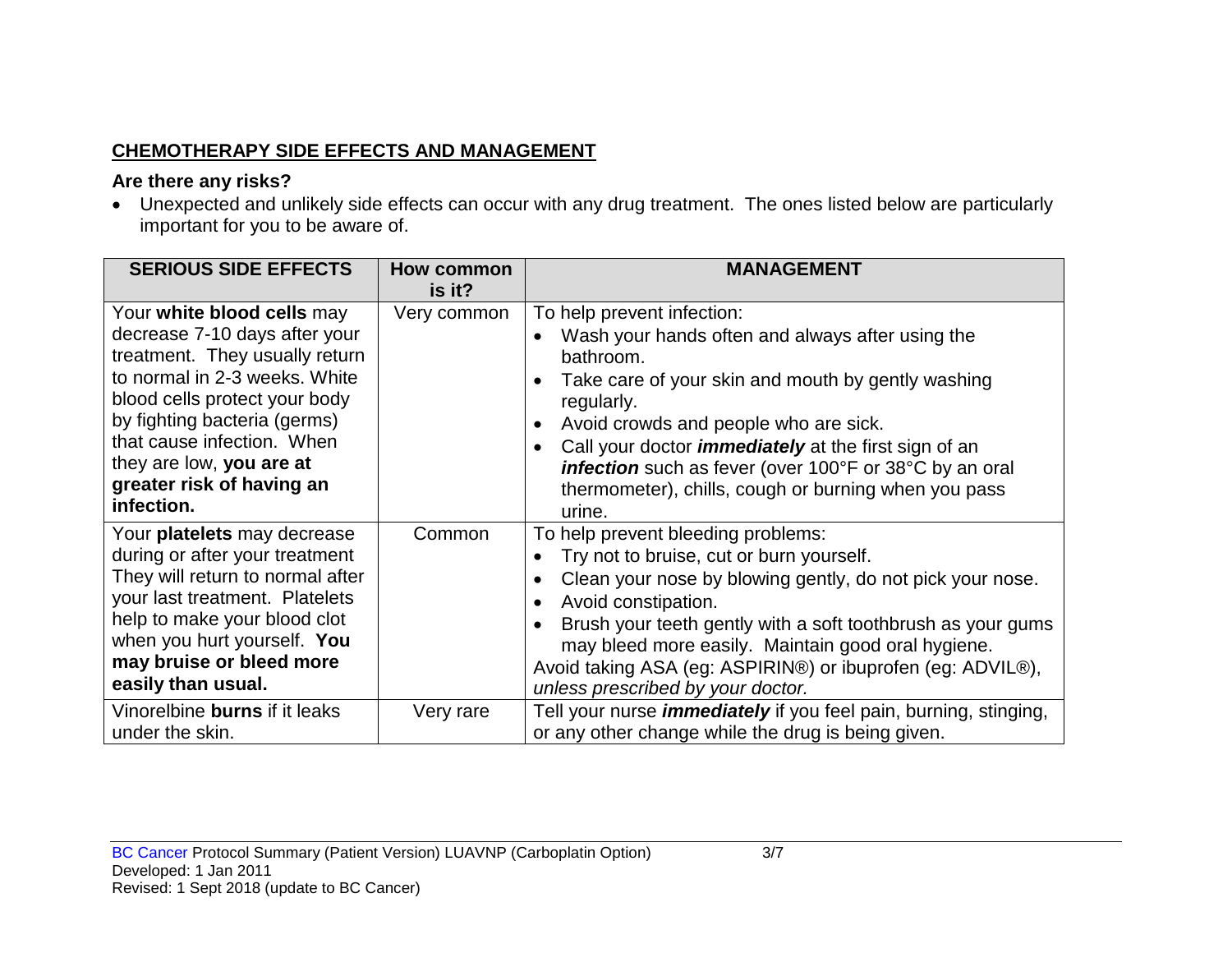## CHEMOTHERAPY SIDE EFFECTS AND MANAGEMENT

**Are there any risks?**

- Unexpected and unlikely side effects can occur with any drug treatment. The ones listed below are particularly important for you to be aware of.

| SERIOUS SIDE EFFECTS | How common is it? | MANAGEMENT |
|---|---|---|
| Your **white blood cells** may decrease 7-10 days after your treatment. They usually return to normal in 2-3 weeks. White blood cells protect your body by fighting bacteria (germs) that cause infection. When they are low, **you are at greater risk of having an infection.** | Very common | To help prevent infection:<br>• Wash your hands often and always after using the bathroom.<br>• Take care of your skin and mouth by gently washing regularly.<br>• Avoid crowds and people who are sick.<br>• Call your doctor ***immediately*** at the first sign of an ***infection*** such as fever (over 100°F or 38°C by an oral thermometer), chills, cough or burning when you pass urine. |
| Your **platelets** may decrease during or after your treatment They will return to normal after your last treatment. Platelets help to make your blood clot when you hurt yourself. **You may bruise or bleed more easily than usual.** | Common | To help prevent bleeding problems:<br>• Try not to bruise, cut or burn yourself.<br>• Clean your nose by blowing gently, do not pick your nose.<br>• Avoid constipation.<br>• Brush your teeth gently with a soft toothbrush as your gums may bleed more easily. Maintain good oral hygiene.<br>Avoid taking ASA (eg: ASPIRIN®) or ibuprofen (eg: ADVIL®), *unless prescribed by your doctor.* |
| Vinorelbine **burns** if it leaks under the skin. | Very rare | Tell your nurse ***immediately*** if you feel pain, burning, stinging, or any other change while the drug is being given. |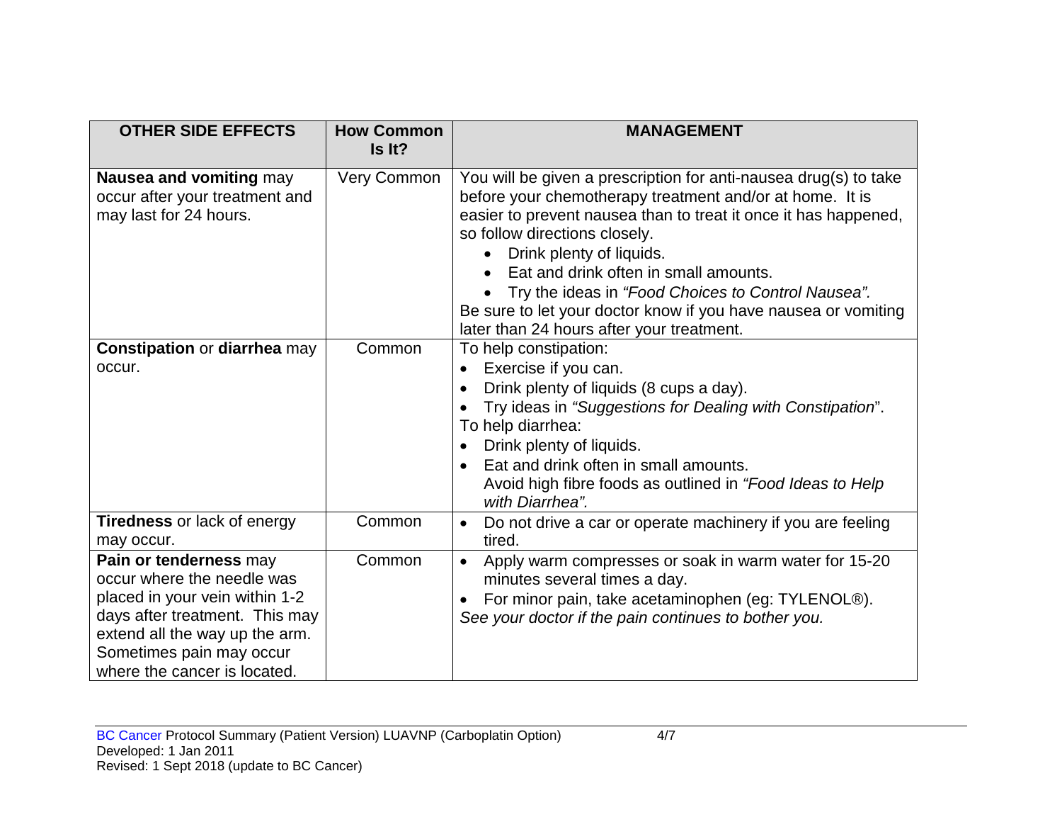| OTHER SIDE EFFECTS | How Common Is It? | MANAGEMENT |
|---|---|---|
| **Nausea and vomiting** may occur after your treatment and may last for 24 hours. | Very Common | You will be given a prescription for anti-nausea drug(s) to take before your chemotherapy treatment and/or at home. It is easier to prevent nausea than to treat it once it has happened, so follow directions closely.<br>• Drink plenty of liquids.<br>• Eat and drink often in small amounts.<br>• Try the ideas in *"Food Choices to Control Nausea".*<br>Be sure to let your doctor know if you have nausea or vomiting later than 24 hours after your treatment. |
| **Constipation** or **diarrhea** may occur. | Common | To help constipation:<br>• Exercise if you can.<br>• Drink plenty of liquids (8 cups a day).<br>• Try ideas in *"Suggestions for Dealing with Constipation*".<br>To help diarrhea:<br>• Drink plenty of liquids.<br>• Eat and drink often in small amounts.<br>Avoid high fibre foods as outlined in *"Food Ideas to Help with Diarrhea".* |
| **Tiredness** or lack of energy may occur. | Common | • Do not drive a car or operate machinery if you are feeling tired. |
| **Pain or tenderness** may occur where the needle was placed in your vein within 1-2 days after treatment. This may extend all the way up the arm. Sometimes pain may occur where the cancer is located. | Common | • Apply warm compresses or soak in warm water for 15-20 minutes several times a day.<br>• For minor pain, take acetaminophen (eg: TYLENOL®).<br>*See your doctor if the pain continues to bother you.* |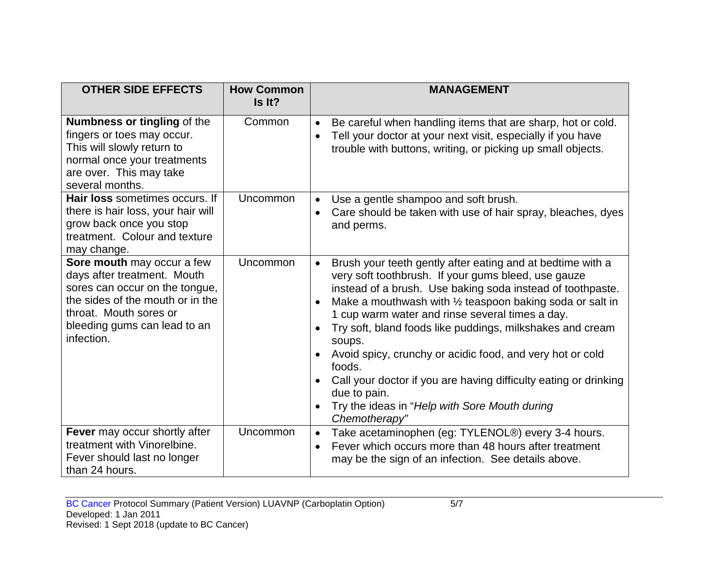| OTHER SIDE EFFECTS | How Common Is It? | MANAGEMENT |
|---|---|---|
| **Numbness or tingling** of the fingers or toes may occur. This will slowly return to normal once your treatments are over. This may take several months. | Common | • Be careful when handling items that are sharp, hot or cold.<br>• Tell your doctor at your next visit, especially if you have trouble with buttons, writing, or picking up small objects. |
| **Hair loss** sometimes occurs. If there is hair loss, your hair will grow back once you stop treatment. Colour and texture may change. | Uncommon | • Use a gentle shampoo and soft brush.<br>• Care should be taken with use of hair spray, bleaches, dyes and perms. |
| **Sore mouth** may occur a few days after treatment. Mouth sores can occur on the tongue, the sides of the mouth or in the throat. Mouth sores or bleeding gums can lead to an infection. | Uncommon | • Brush your teeth gently after eating and at bedtime with a very soft toothbrush. If your gums bleed, use gauze instead of a brush. Use baking soda instead of toothpaste.<br>• Make a mouthwash with ½ teaspoon baking soda or salt in 1 cup warm water and rinse several times a day.<br>• Try soft, bland foods like puddings, milkshakes and cream soups.<br>• Avoid spicy, crunchy or acidic food, and very hot or cold foods.<br>• Call your doctor if you are having difficulty eating or drinking due to pain.<br>• Try the ideas in "*Help with Sore Mouth during Chemotherapy*" |
| **Fever** may occur shortly after treatment with Vinorelbine. Fever should last no longer than 24 hours. | Uncommon | • Take acetaminophen (eg: TYLENOL®) every 3-4 hours.<br>• Fever which occurs more than 48 hours after treatment may be the sign of an infection. See details above. |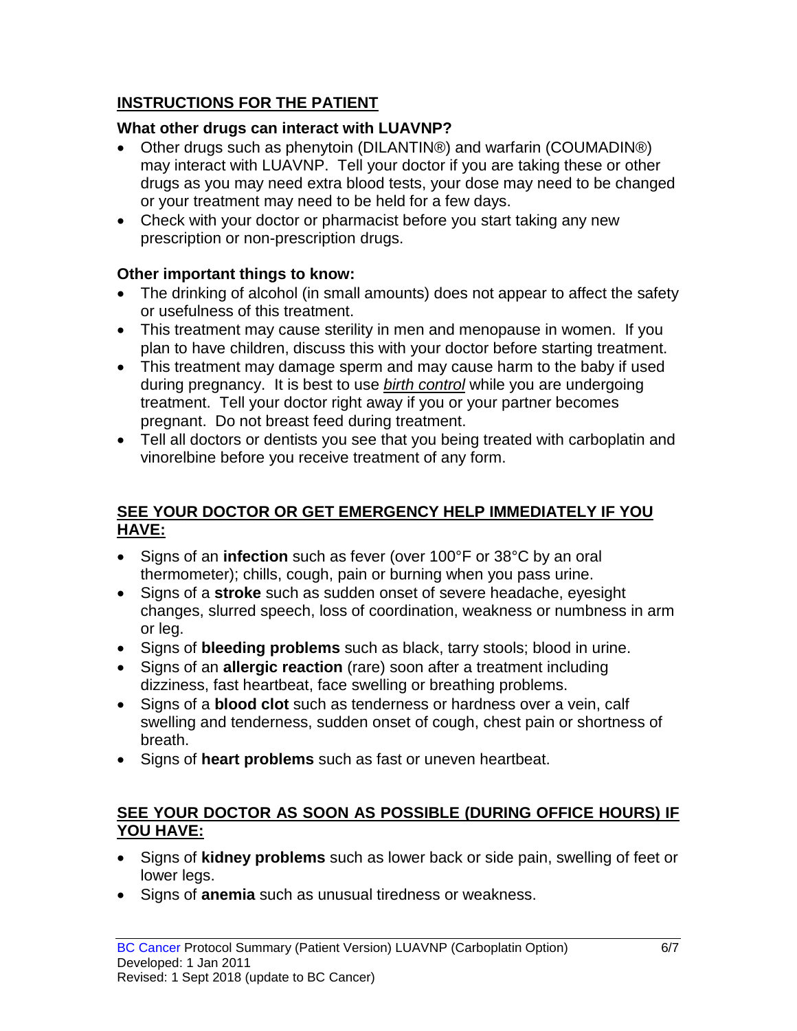## INSTRUCTIONS FOR THE PATIENT

### What other drugs can interact with LUAVNP?

- Other drugs such as phenytoin (DILANTIN®) and warfarin (COUMADIN®) may interact with LUAVNP. Tell your doctor if you are taking these or other drugs as you may need extra blood tests, your dose may need to be changed or your treatment may need to be held for a few days.
- Check with your doctor or pharmacist before you start taking any new prescription or non-prescription drugs.

### Other important things to know:

- The drinking of alcohol (in small amounts) does not appear to affect the safety or usefulness of this treatment.
- This treatment may cause sterility in men and menopause in women. If you plan to have children, discuss this with your doctor before starting treatment.
- This treatment may damage sperm and may cause harm to the baby if used during pregnancy. It is best to use *birth control* while you are undergoing treatment. Tell your doctor right away if you or your partner becomes pregnant. Do not breast feed during treatment.
- Tell all doctors or dentists you see that you being treated with carboplatin and vinorelbine before you receive treatment of any form.

## SEE YOUR DOCTOR OR GET EMERGENCY HELP IMMEDIATELY IF YOU HAVE:

- Signs of an **infection** such as fever (over 100°F or 38°C by an oral thermometer); chills, cough, pain or burning when you pass urine.
- Signs of a **stroke** such as sudden onset of severe headache, eyesight changes, slurred speech, loss of coordination, weakness or numbness in arm or leg.
- Signs of **bleeding problems** such as black, tarry stools; blood in urine.
- Signs of an **allergic reaction** (rare) soon after a treatment including dizziness, fast heartbeat, face swelling or breathing problems.
- Signs of a **blood clot** such as tenderness or hardness over a vein, calf swelling and tenderness, sudden onset of cough, chest pain or shortness of breath.
- Signs of **heart problems** such as fast or uneven heartbeat.

## SEE YOUR DOCTOR AS SOON AS POSSIBLE (DURING OFFICE HOURS) IF YOU HAVE:

- Signs of **kidney problems** such as lower back or side pain, swelling of feet or lower legs.
- Signs of **anemia** such as unusual tiredness or weakness.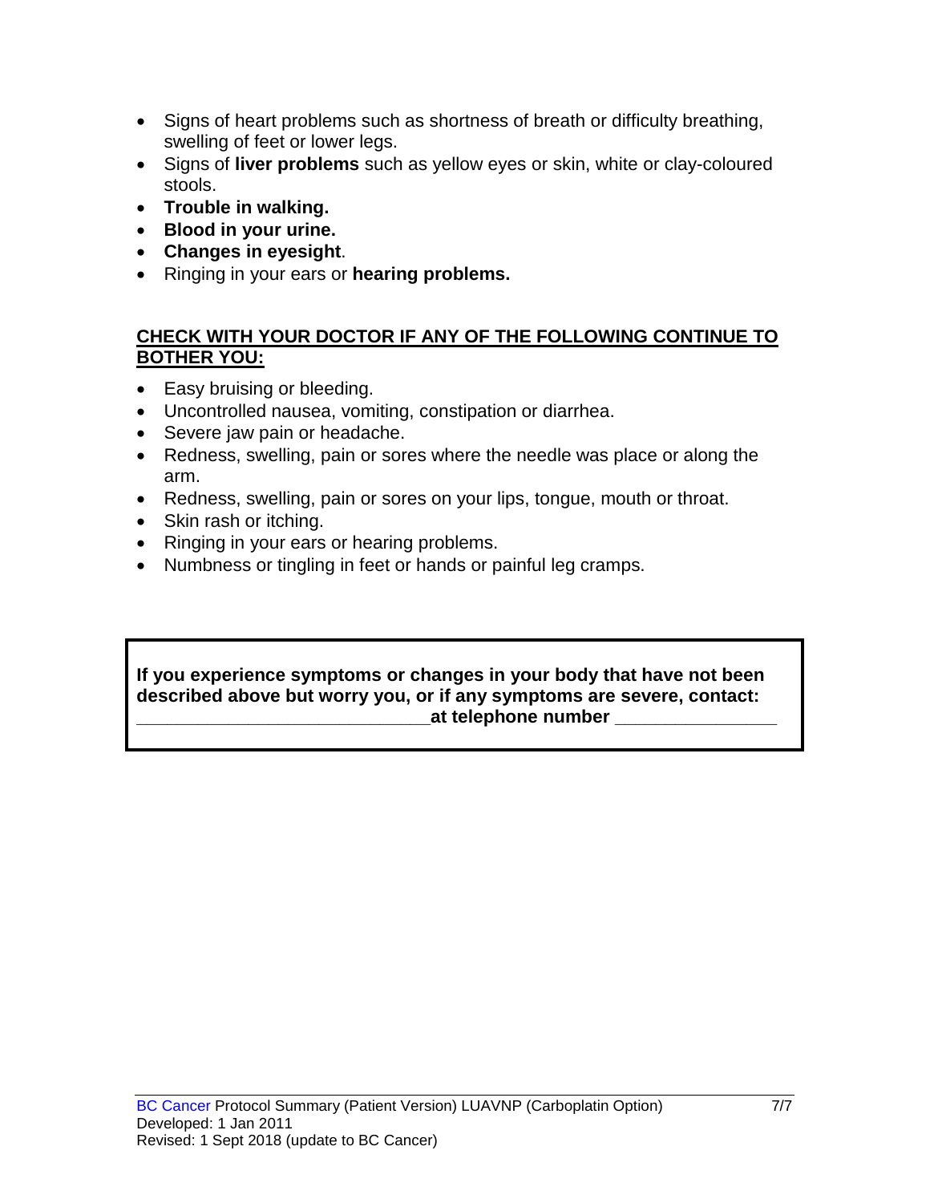- Signs of heart problems such as shortness of breath or difficulty breathing, swelling of feet or lower legs.
- Signs of **liver problems** such as yellow eyes or skin, white or clay-coloured stools.
- **Trouble in walking.**
- **Blood in your urine.**
- **Changes in eyesight**.
- Ringing in your ears or **hearing problems.**

**CHECK WITH YOUR DOCTOR IF ANY OF THE FOLLOWING CONTINUE TO BOTHER YOU:**

- Easy bruising or bleeding.
- Uncontrolled nausea, vomiting, constipation or diarrhea.
- Severe jaw pain or headache.
- Redness, swelling, pain or sores where the needle was place or along the arm.
- Redness, swelling, pain or sores on your lips, tongue, mouth or throat.
- Skin rash or itching.
- Ringing in your ears or hearing problems.
- Numbness or tingling in feet or hands or painful leg cramps.

**If you experience symptoms or changes in your body that have not been described above but worry you, or if any symptoms are severe, contact: \_\_\_\_\_\_\_\_\_\_\_\_\_\_\_\_\_\_\_\_\_\_\_\_\_\_\_\_\_\_ at telephone number \_\_\_\_\_\_\_\_\_\_\_\_\_\_\_\_\_\_\_**

BC Cancer Protocol Summary (Patient Version) LUAVNP (Carboplatin Option)
Developed: 1 Jan 2011
Revised: 1 Sept 2018 (update to BC Cancer)